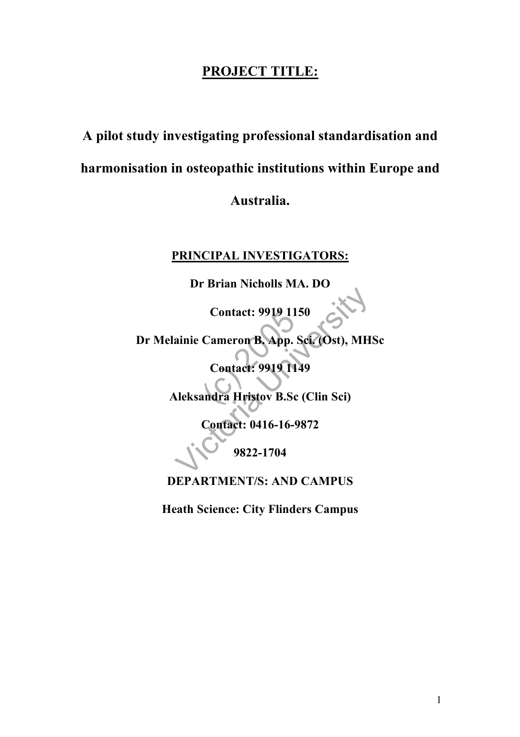# PROJECT TITLE:

# A pilot study investigating professional standardisation and harmonisation in osteopathic institutions within Europe and Australia.

## PRINCIPAL INVESTIGATORS:

**Dr Brian Nicholls MA. DO**

**Contact: 9919 1150**

**Dr Melainie Cameron B. App. Sci. (Ost), MHSc**

**Contact: 9919 1149**

**Aleksandra Hristov B.Sc (Clin Sci)**

**Contact: 0416-16-9872**

**9822-1704**

**DEPARTMENT/S: AND CAMPUS**

**Heath Science: City Flinders Campus**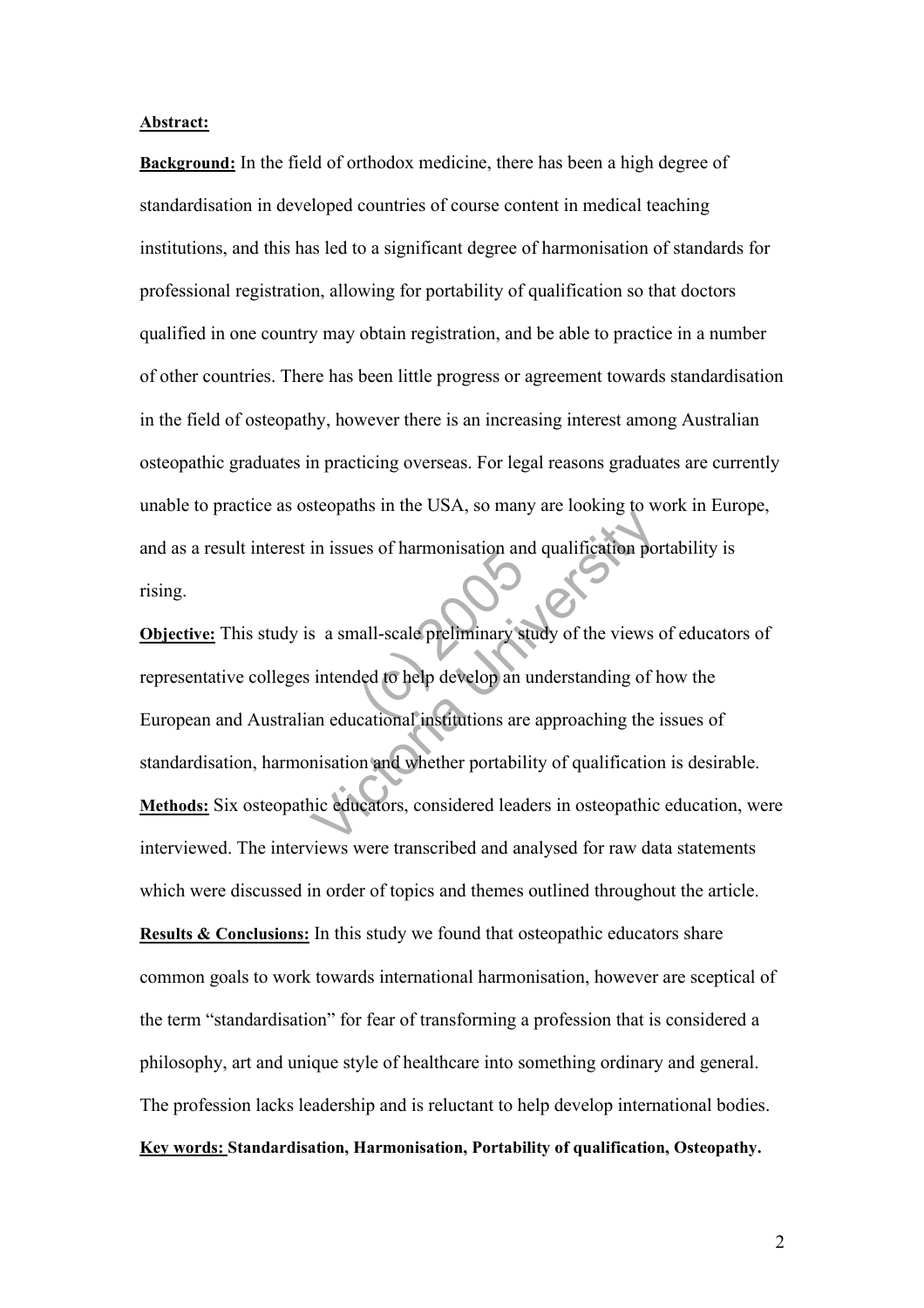**Abstract:**

**Background:** In the field of orthodox medicine, there has been a high degree of standardisation in developed countries of course content in medical teaching institutions, and this has led to a significant degree of harmonisation of standards for professional registration, allowing for portability of qualification so that doctors qualified in one country may obtain registration, and be able to practice in a number of other countries. There has been little progress or agreement towards standardisation in the field of osteopathy, however there is an increasing interest among Australian osteopathic graduates in practicing overseas. For legal reasons graduates are currently unable to practice as osteopaths in the USA, so many are looking to work in Europe, and as a result interest in issues of harmonisation and qualification portability is rising.

**Objective:** This study is a small-scale preliminary study of the views of educators of representative colleges intended to help develop an understanding of how the European and Australian educational institutions are approaching the issues of standardisation, harmonisation and whether portability of qualification is desirable.

**Methods:** Six osteopathic educators, considered leaders in osteopathic education, were interviewed. The interviews were transcribed and analysed for raw data statements which were discussed in order of topics and themes outlined throughout the article.

**Results & Conclusions:** In this study we found that osteopathic educators share common goals to work towards international harmonisation, however are sceptical of the term "standardisation" for fear of transforming a profession that is considered a philosophy, art and unique style of healthcare into something ordinary and general. The profession lacks leadership and is reluctant to help develop international bodies.

**Key words: Standardisation, Harmonisation, Portability of qualification, Osteopathy.**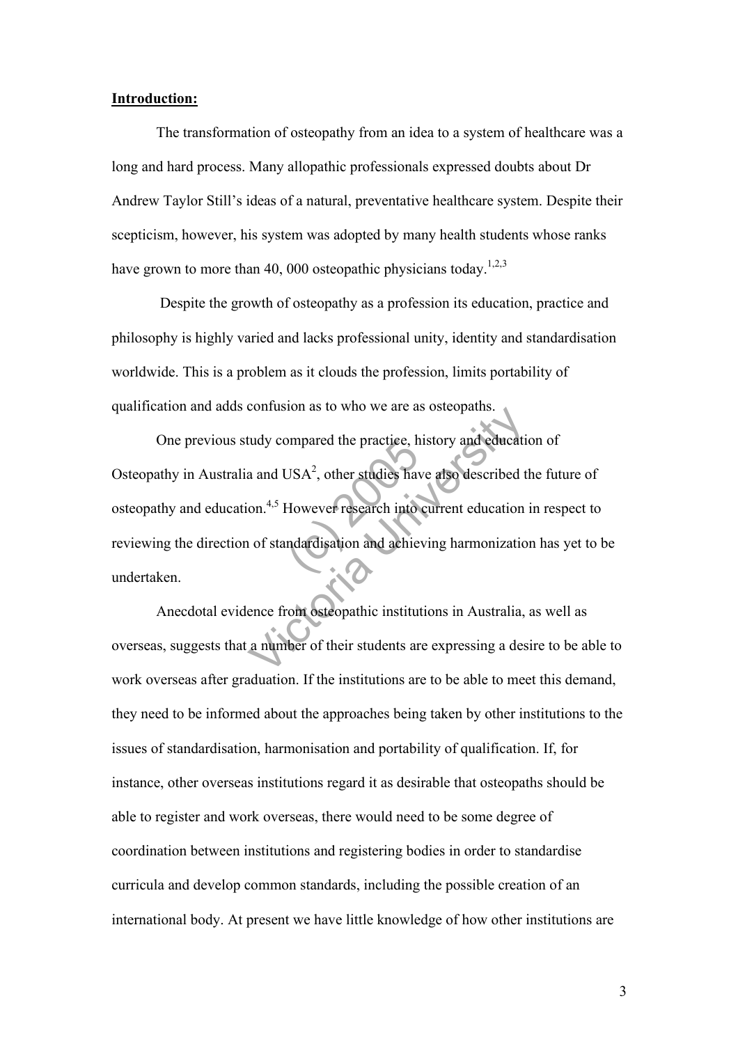**Introduction:**

The transformation of osteopathy from an idea to a system of healthcare was a long and hard process. Many allopathic professionals expressed doubts about Dr Andrew Taylor Still's ideas of a natural, preventative healthcare system. Despite their scepticism, however, his system was adopted by many health students whose ranks have grown to more than 40, 000 osteopathic physicians today.[1,2,3]

Despite the growth of osteopathy as a profession its education, practice and philosophy is highly varied and lacks professional unity, identity and standardisation worldwide. This is a problem as it clouds the profession, limits portability of qualification and adds confusion as to who we are as osteopaths.

One previous study compared the practice, history and education of Osteopathy in Australia and USA[2], other studies have also described the future of osteopathy and education.[4,5] However research into current education in respect to reviewing the direction of standardisation and achieving harmonization has yet to be undertaken.

Anecdotal evidence from osteopathic institutions in Australia, as well as overseas, suggests that a number of their students are expressing a desire to be able to work overseas after graduation. If the institutions are to be able to meet this demand, they need to be informed about the approaches being taken by other institutions to the issues of standardisation, harmonisation and portability of qualification. If, for instance, other overseas institutions regard it as desirable that osteopaths should be able to register and work overseas, there would need to be some degree of coordination between institutions and registering bodies in order to standardise curricula and develop common standards, including the possible creation of an international body. At present we have little knowledge of how other institutions are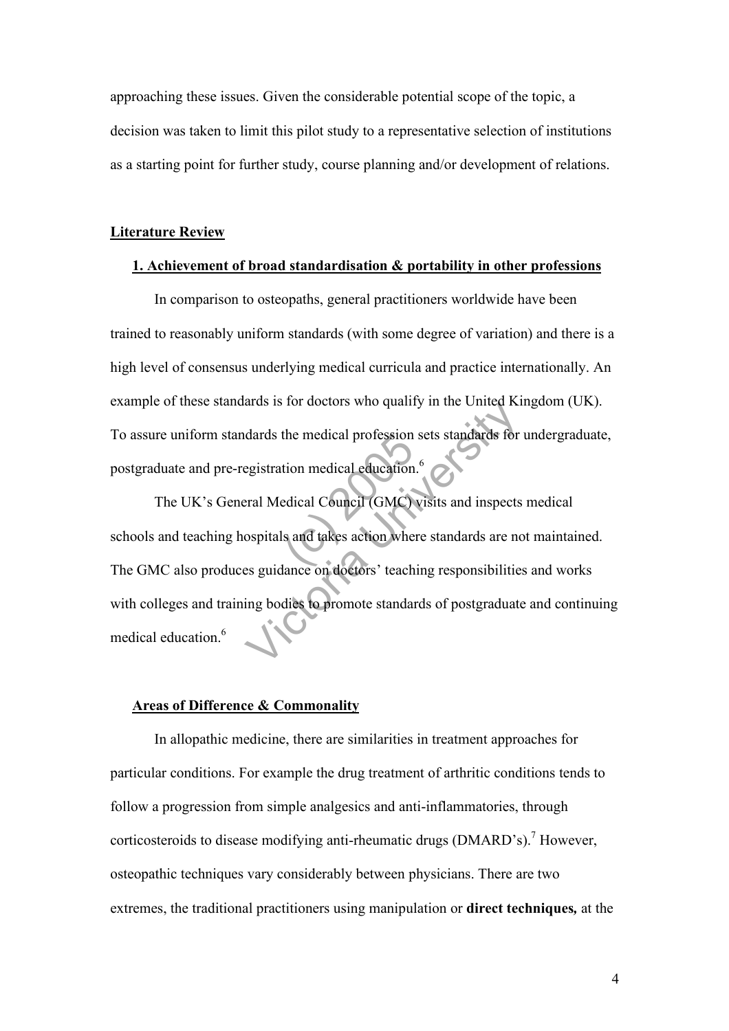approaching these issues. Given the considerable potential scope of the topic, a decision was taken to limit this pilot study to a representative selection of institutions as a starting point for further study, course planning and/or development of relations.

## Literature Review

### 1. Achievement of broad standardisation & portability in other professions

In comparison to osteopaths, general practitioners worldwide have been trained to reasonably uniform standards (with some degree of variation) and there is a high level of consensus underlying medical curricula and practice internationally. An example of these standards is for doctors who qualify in the United Kingdom (UK). To assure uniform standards the medical profession sets standards for undergraduate, postgraduate and pre-registration medical education.[6]

The UK's General Medical Council (GMC) visits and inspects medical schools and teaching hospitals and takes action where standards are not maintained. The GMC also produces guidance on doctors' teaching responsibilities and works with colleges and training bodies to promote standards of postgraduate and continuing medical education.[6]

### Areas of Difference & Commonality

In allopathic medicine, there are similarities in treatment approaches for particular conditions. For example the drug treatment of arthritic conditions tends to follow a progression from simple analgesics and anti-inflammatories, through corticosteroids to disease modifying anti-rheumatic drugs (DMARD's).[7] However, osteopathic techniques vary considerably between physicians. There are two extremes, the traditional practitioners using manipulation or **direct techniques,** at the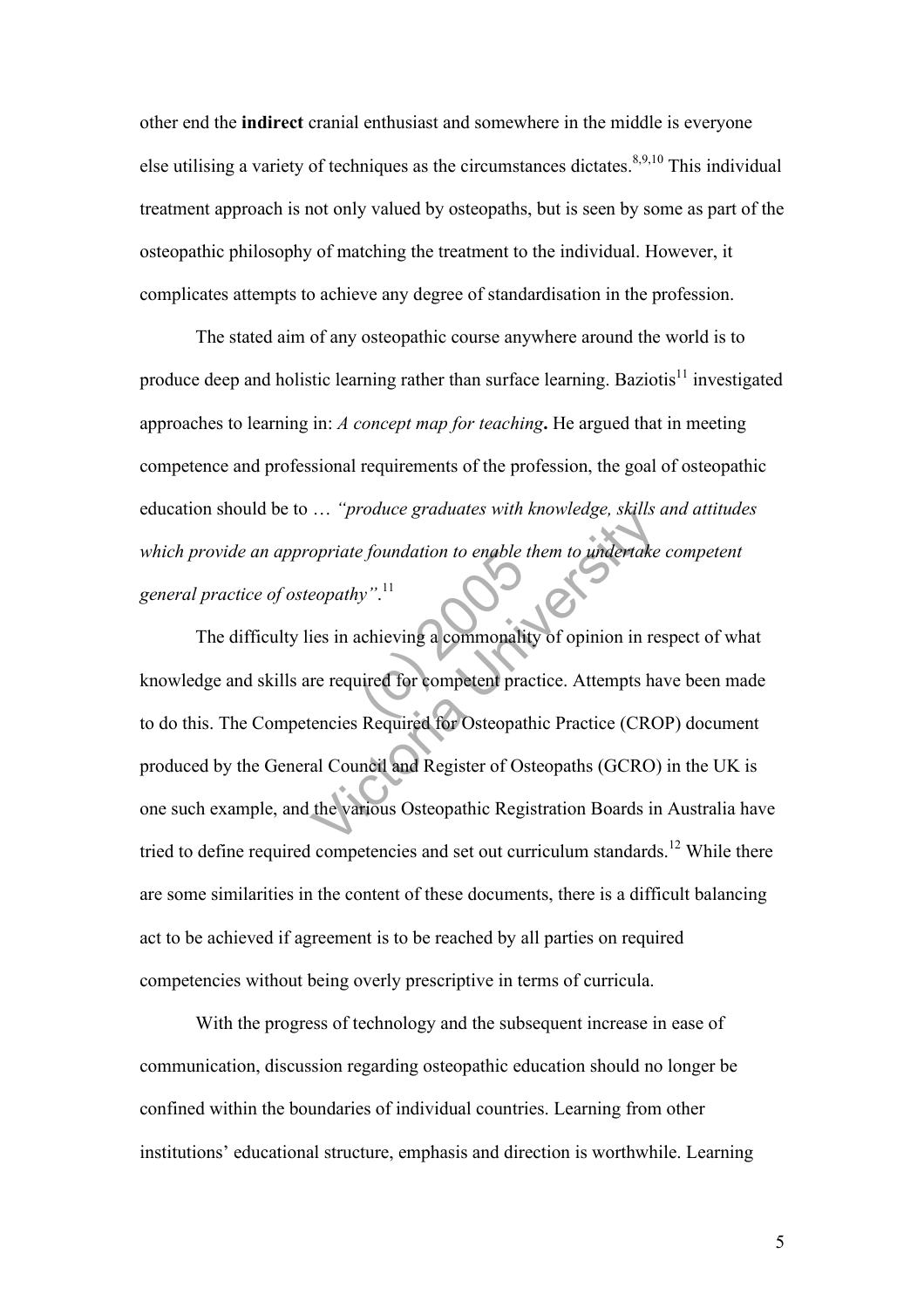other end the **indirect** cranial enthusiast and somewhere in the middle is everyone else utilising a variety of techniques as the circumstances dictates.[8,9,10] This individual treatment approach is not only valued by osteopaths, but is seen by some as part of the osteopathic philosophy of matching the treatment to the individual. However, it complicates attempts to achieve any degree of standardisation in the profession.

The stated aim of any osteopathic course anywhere around the world is to produce deep and holistic learning rather than surface learning. Baziotis[11] investigated approaches to learning in: *A concept map for teaching***.** He argued that in meeting competence and professional requirements of the profession, the goal of osteopathic education should be to … *"produce graduates with knowledge, skills and attitudes which provide an appropriate foundation to enable them to undertake competent general practice of osteopathy"*.[11]

The difficulty lies in achieving a commonality of opinion in respect of what knowledge and skills are required for competent practice. Attempts have been made to do this. The Competencies Required for Osteopathic Practice (CROP) document produced by the General Council and Register of Osteopaths (GCRO) in the UK is one such example, and the various Osteopathic Registration Boards in Australia have tried to define required competencies and set out curriculum standards.[12] While there are some similarities in the content of these documents, there is a difficult balancing act to be achieved if agreement is to be reached by all parties on required competencies without being overly prescriptive in terms of curricula.

With the progress of technology and the subsequent increase in ease of communication, discussion regarding osteopathic education should no longer be confined within the boundaries of individual countries. Learning from other institutions' educational structure, emphasis and direction is worthwhile. Learning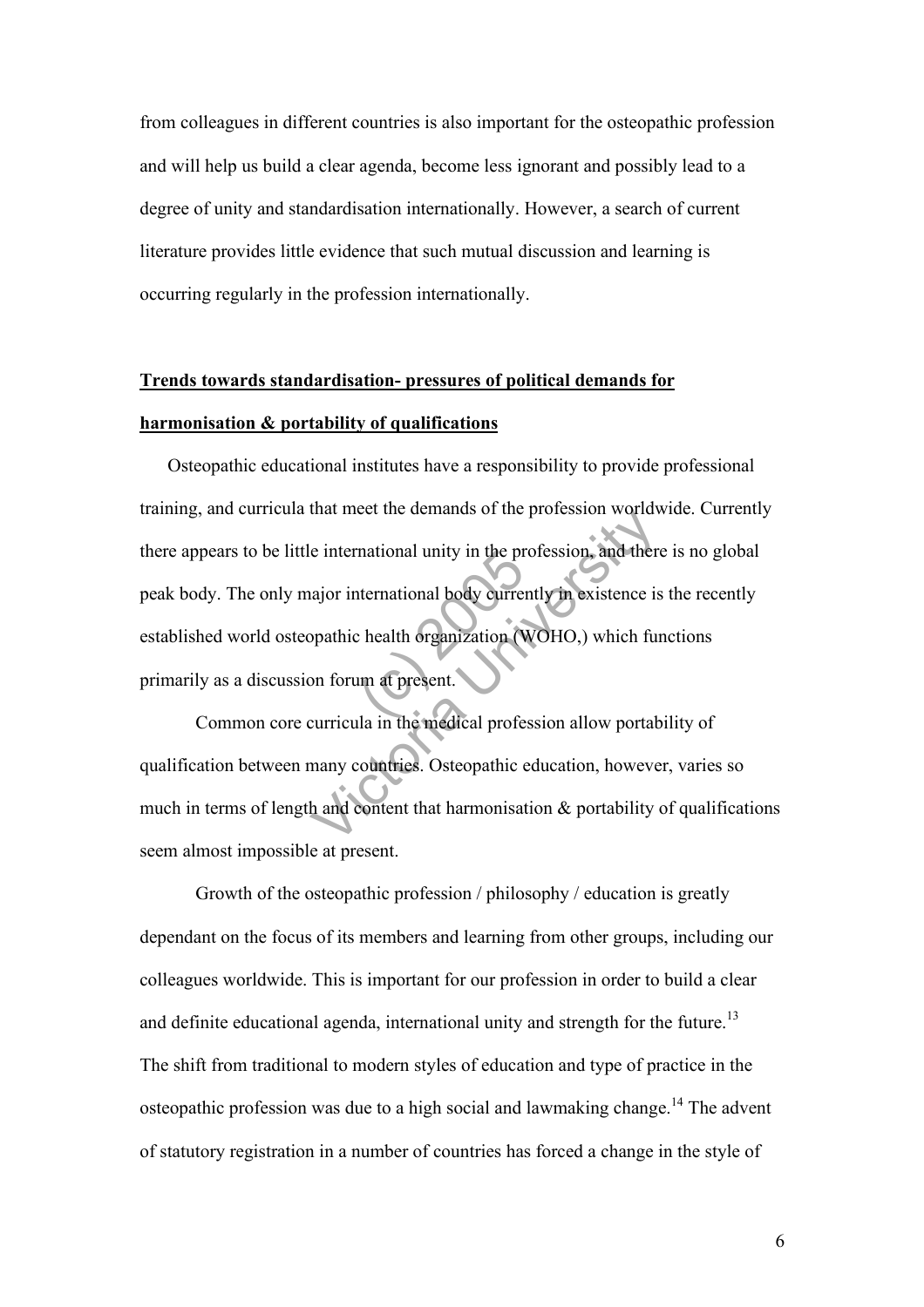from colleagues in different countries is also important for the osteopathic profession and will help us build a clear agenda, become less ignorant and possibly lead to a degree of unity and standardisation internationally. However, a search of current literature provides little evidence that such mutual discussion and learning is occurring regularly in the profession internationally.

## **Trends towards standardisation- pressures of political demands for harmonisation & portability of qualifications**

Osteopathic educational institutes have a responsibility to provide professional training, and curricula that meet the demands of the profession worldwide. Currently there appears to be little international unity in the profession, and there is no global peak body. The only major international body currently in existence is the recently established world osteopathic health organization (WOHO,) which functions primarily as a discussion forum at present.

Common core curricula in the medical profession allow portability of qualification between many countries. Osteopathic education, however, varies so much in terms of length and content that harmonisation & portability of qualifications seem almost impossible at present.

Growth of the osteopathic profession / philosophy / education is greatly dependant on the focus of its members and learning from other groups, including our colleagues worldwide. This is important for our profession in order to build a clear and definite educational agenda, international unity and strength for the future.[13] The shift from traditional to modern styles of education and type of practice in the osteopathic profession was due to a high social and lawmaking change.[14] The advent of statutory registration in a number of countries has forced a change in the style of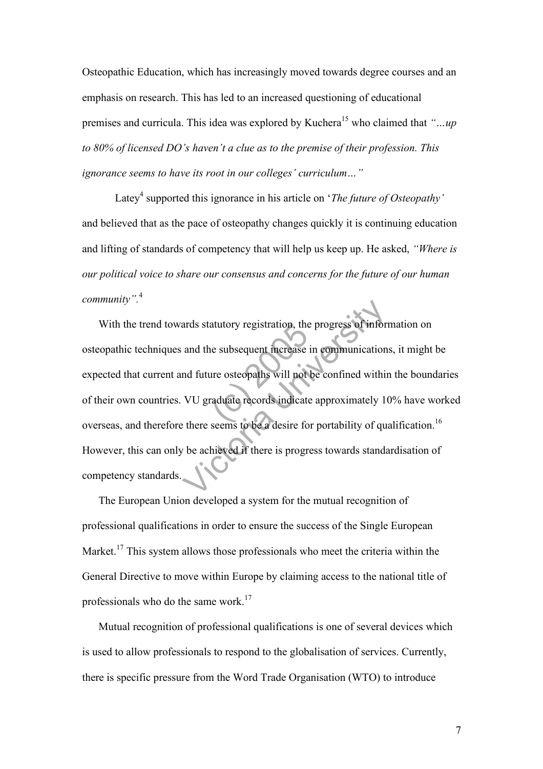Osteopathic Education, which has increasingly moved towards degree courses and an emphasis on research. This has led to an increased questioning of educational premises and curricula. This idea was explored by Kuchera[15] who claimed that *"…up to 80% of licensed DO's haven't a clue as to the premise of their profession. This ignorance seems to have its root in our colleges' curriculum…"*

Latey[4] supported this ignorance in his article on '*The future of Osteopathy'* and believed that as the pace of osteopathy changes quickly it is continuing education and lifting of standards of competency that will help us keep up. He asked, *"Where is our political voice to share our consensus and concerns for the future of our human community"*.[4]

With the trend towards statutory registration, the progress of information on osteopathic techniques and the subsequent increase in communications, it might be expected that current and future osteopaths will not be confined within the boundaries of their own countries. VU graduate records indicate approximately 10% have worked overseas, and therefore there seems to be a desire for portability of qualification.[16] However, this can only be achieved if there is progress towards standardisation of competency standards.

The European Union developed a system for the mutual recognition of professional qualifications in order to ensure the success of the Single European Market.[17] This system allows those professionals who meet the criteria within the General Directive to move within Europe by claiming access to the national title of professionals who do the same work.[17]

Mutual recognition of professional qualifications is one of several devices which is used to allow professionals to respond to the globalisation of services. Currently, there is specific pressure from the Word Trade Organisation (WTO) to introduce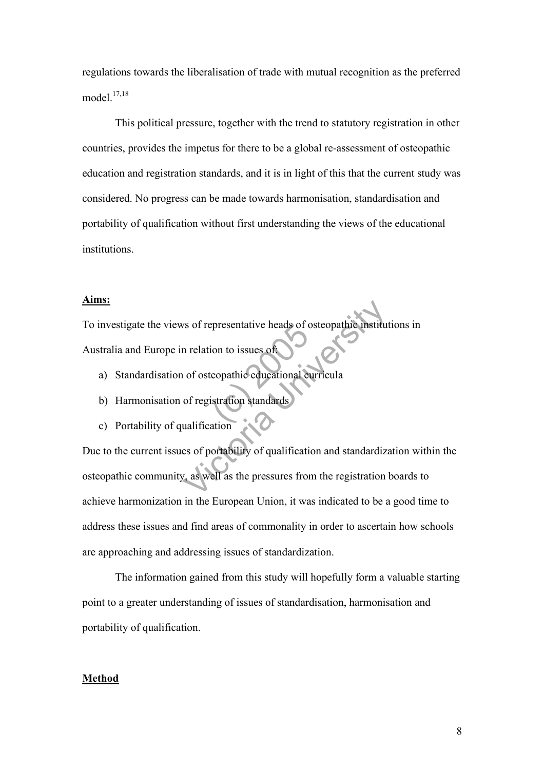regulations towards the liberalisation of trade with mutual recognition as the preferred model.[17,18]

This political pressure, together with the trend to statutory registration in other countries, provides the impetus for there to be a global re-assessment of osteopathic education and registration standards, and it is in light of this that the current study was considered. No progress can be made towards harmonisation, standardisation and portability of qualification without first understanding the views of the educational institutions.

## Aims:

To investigate the views of representative heads of osteopathic institutions in Australia and Europe in relation to issues of:

a) Standardisation of osteopathic educational curricula
b) Harmonisation of registration standards
c) Portability of qualification

Due to the current issues of portability of qualification and standardization within the osteopathic community, as well as the pressures from the registration boards to achieve harmonization in the European Union, it was indicated to be a good time to address these issues and find areas of commonality in order to ascertain how schools are approaching and addressing issues of standardization.

The information gained from this study will hopefully form a valuable starting point to a greater understanding of issues of standardisation, harmonisation and portability of qualification.

## Method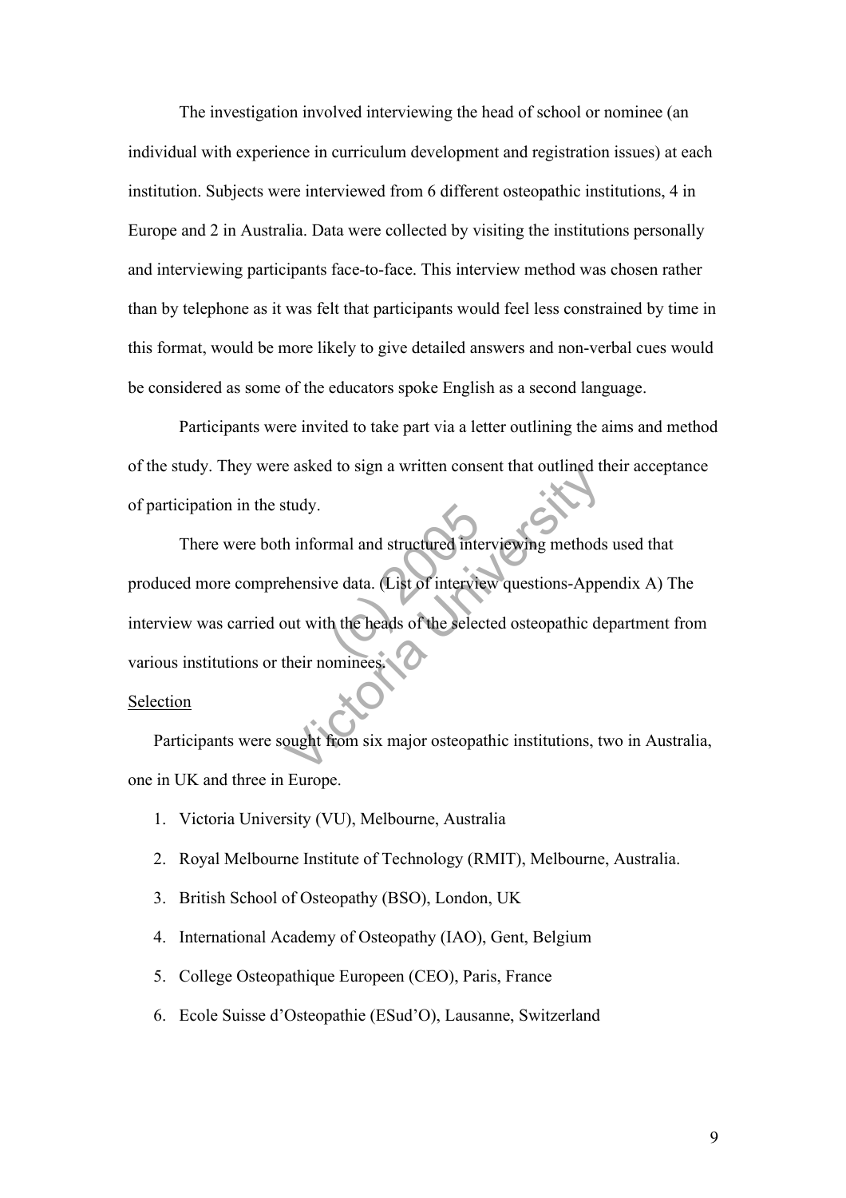The investigation involved interviewing the head of school or nominee (an individual with experience in curriculum development and registration issues) at each institution. Subjects were interviewed from 6 different osteopathic institutions, 4 in Europe and 2 in Australia. Data were collected by visiting the institutions personally and interviewing participants face-to-face. This interview method was chosen rather than by telephone as it was felt that participants would feel less constrained by time in this format, would be more likely to give detailed answers and non-verbal cues would be considered as some of the educators spoke English as a second language.

Participants were invited to take part via a letter outlining the aims and method of the study. They were asked to sign a written consent that outlined their acceptance of participation in the study.

There were both informal and structured interviewing methods used that produced more comprehensive data. (List of interview questions-Appendix A) The interview was carried out with the heads of the selected osteopathic department from various institutions or their nominees.

<u>Selection</u>

Participants were sought from six major osteopathic institutions, two in Australia, one in UK and three in Europe.

1. Victoria University (VU), Melbourne, Australia
2. Royal Melbourne Institute of Technology (RMIT), Melbourne, Australia.
3. British School of Osteopathy (BSO), London, UK
4. International Academy of Osteopathy (IAO), Gent, Belgium
5. College Osteopathique Europeen (CEO), Paris, France
6. Ecole Suisse d'Osteopathie (ESud'O), Lausanne, Switzerland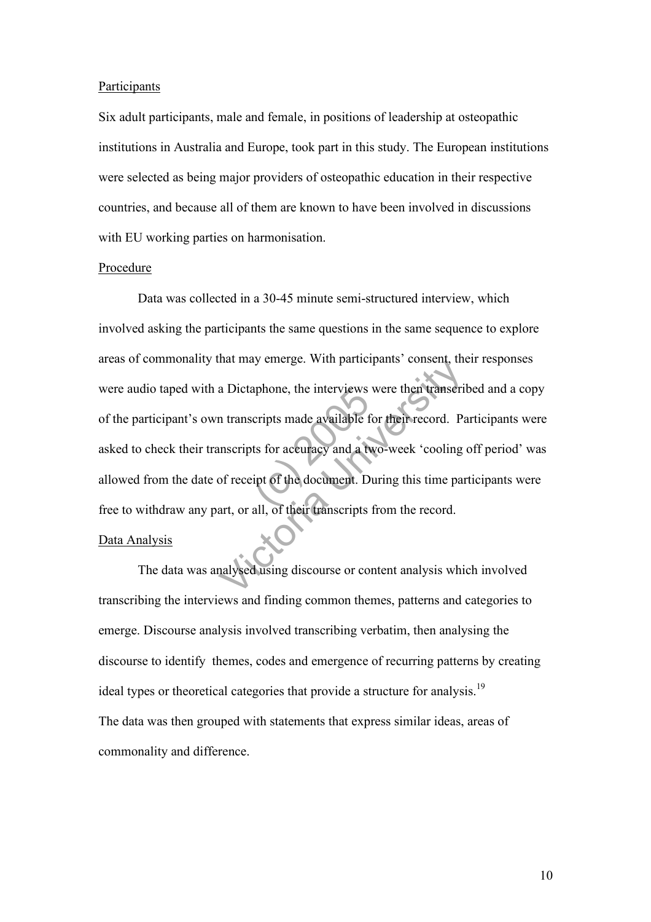## Participants

Six adult participants, male and female, in positions of leadership at osteopathic institutions in Australia and Europe, took part in this study. The European institutions were selected as being major providers of osteopathic education in their respective countries, and because all of them are known to have been involved in discussions with EU working parties on harmonisation.

## Procedure

Data was collected in a 30-45 minute semi-structured interview, which involved asking the participants the same questions in the same sequence to explore areas of commonality that may emerge. With participants' consent, their responses were audio taped with a Dictaphone, the interviews were then transcribed and a copy of the participant's own transcripts made available for their record. Participants were asked to check their transcripts for accuracy and a two-week 'cooling off period' was allowed from the date of receipt of the document. During this time participants were free to withdraw any part, or all, of their transcripts from the record.

## Data Analysis

The data was analysed using discourse or content analysis which involved transcribing the interviews and finding common themes, patterns and categories to emerge. Discourse analysis involved transcribing verbatim, then analysing the discourse to identify themes, codes and emergence of recurring patterns by creating ideal types or theoretical categories that provide a structure for analysis.[19]

The data was then grouped with statements that express similar ideas, areas of commonality and difference.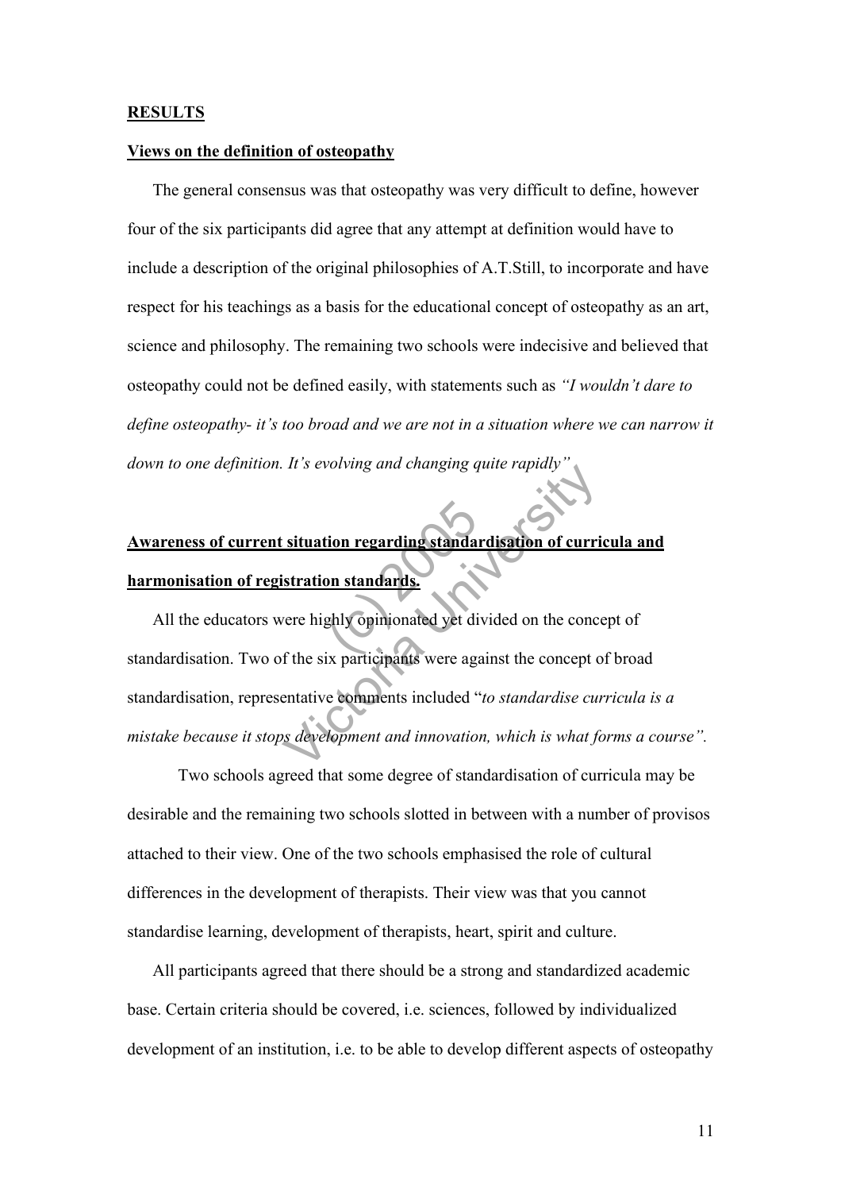**RESULTS**

**Views on the definition of osteopathy**

The general consensus was that osteopathy was very difficult to define, however four of the six participants did agree that any attempt at definition would have to include a description of the original philosophies of A.T.Still, to incorporate and have respect for his teachings as a basis for the educational concept of osteopathy as an art, science and philosophy. The remaining two schools were indecisive and believed that osteopathy could not be defined easily, with statements such as *"I wouldn't dare to define osteopathy- it's too broad and we are not in a situation where we can narrow it down to one definition. It's evolving and changing quite rapidly"*

**Awareness of current situation regarding standardisation of curricula and harmonisation of registration standards.**

All the educators were highly opinionated yet divided on the concept of standardisation. Two of the six participants were against the concept of broad standardisation, representative comments included "*to standardise curricula is a mistake because it stops development and innovation, which is what forms a course".*

Two schools agreed that some degree of standardisation of curricula may be desirable and the remaining two schools slotted in between with a number of provisos attached to their view. One of the two schools emphasised the role of cultural differences in the development of therapists. Their view was that you cannot standardise learning, development of therapists, heart, spirit and culture.

All participants agreed that there should be a strong and standardized academic base. Certain criteria should be covered, i.e. sciences, followed by individualized development of an institution, i.e. to be able to develop different aspects of osteopathy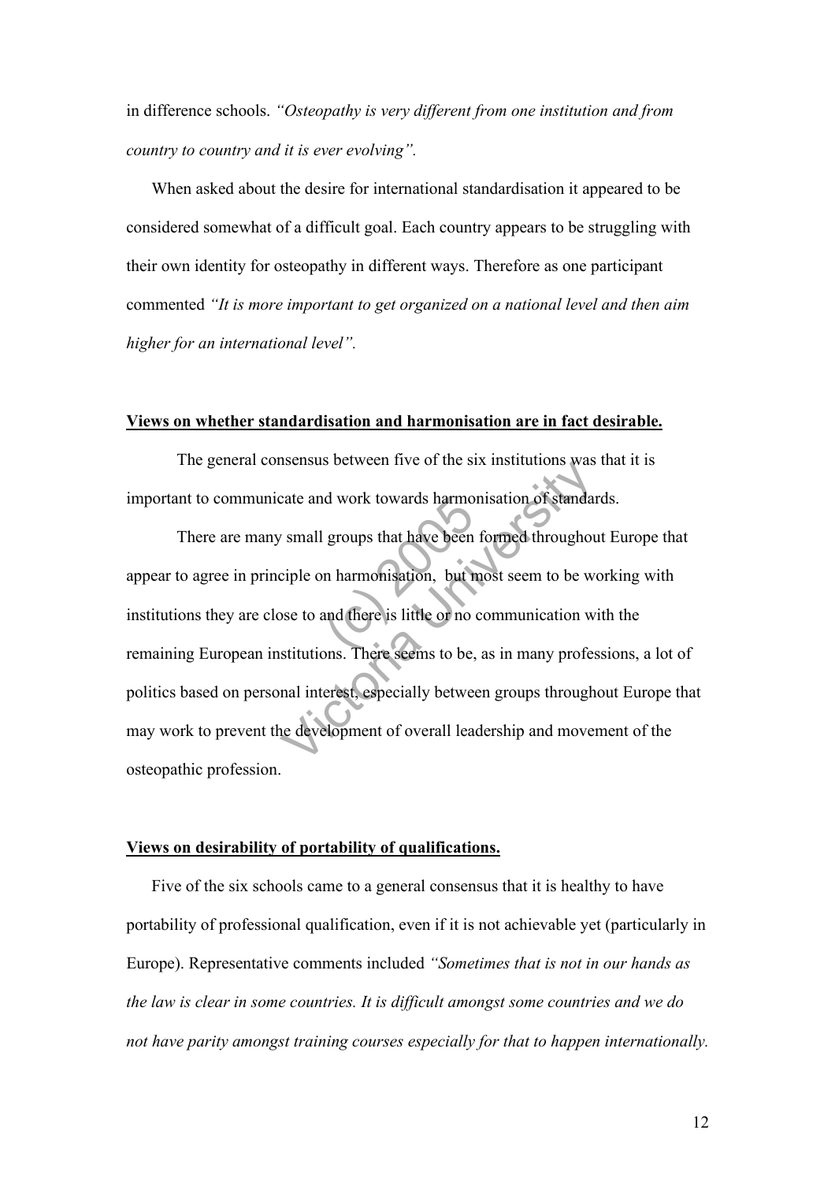in difference schools. *"Osteopathy is very different from one institution and from country to country and it is ever evolving".*

When asked about the desire for international standardisation it appeared to be considered somewhat of a difficult goal. Each country appears to be struggling with their own identity for osteopathy in different ways. Therefore as one participant commented *"It is more important to get organized on a national level and then aim higher for an international level".*

**Views on whether standardisation and harmonisation are in fact desirable.**

The general consensus between five of the six institutions was that it is important to communicate and work towards harmonisation of standards.

There are many small groups that have been formed throughout Europe that appear to agree in principle on harmonisation, but most seem to be working with institutions they are close to and there is little or no communication with the remaining European institutions. There seems to be, as in many professions, a lot of politics based on personal interest, especially between groups throughout Europe that may work to prevent the development of overall leadership and movement of the osteopathic profession.

**Views on desirability of portability of qualifications.**

Five of the six schools came to a general consensus that it is healthy to have portability of professional qualification, even if it is not achievable yet (particularly in Europe). Representative comments included *"Sometimes that is not in our hands as the law is clear in some countries. It is difficult amongst some countries and we do not have parity amongst training courses especially for that to happen internationally.*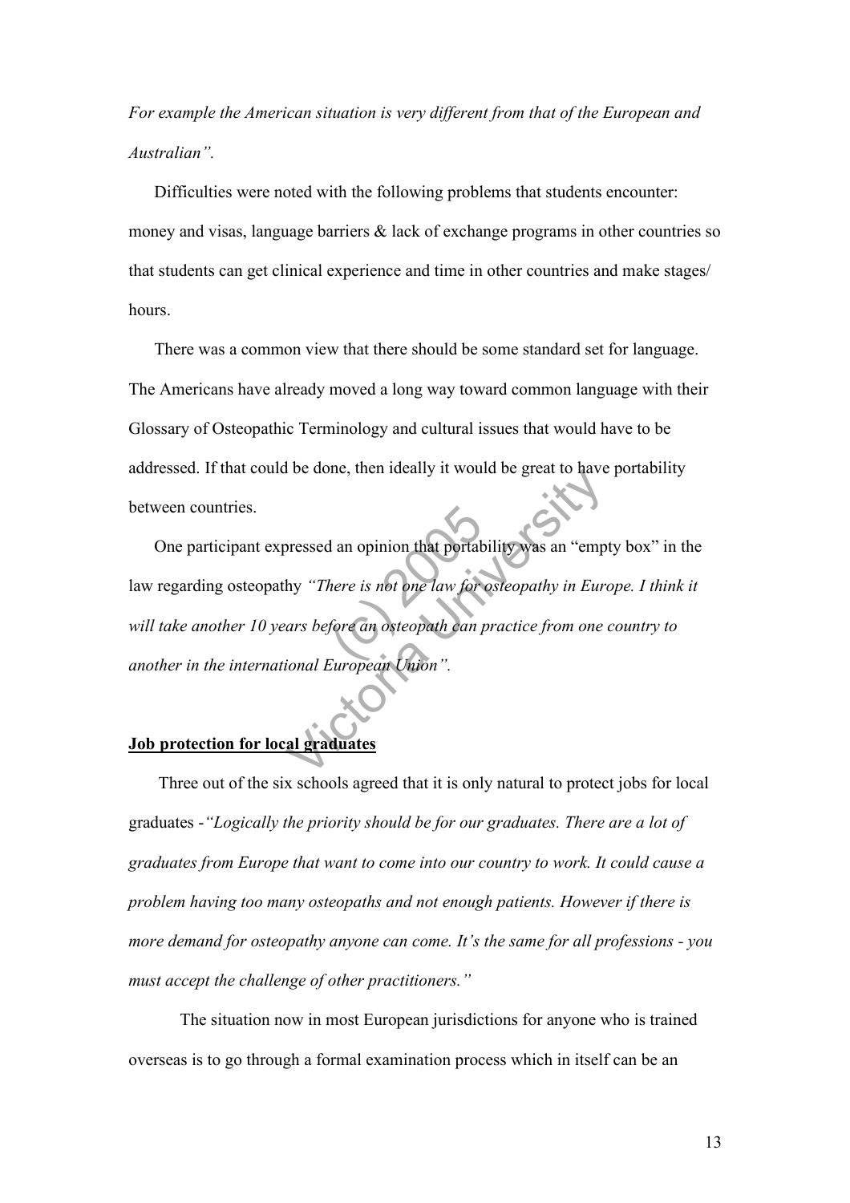*For example the American situation is very different from that of the European and Australian".*

Difficulties were noted with the following problems that students encounter: money and visas, language barriers & lack of exchange programs in other countries so that students can get clinical experience and time in other countries and make stages/ hours.

There was a common view that there should be some standard set for language. The Americans have already moved a long way toward common language with their Glossary of Osteopathic Terminology and cultural issues that would have to be addressed. If that could be done, then ideally it would be great to have portability between countries.

One participant expressed an opinion that portability was an "empty box" in the law regarding osteopathy *"There is not one law for osteopathy in Europe. I think it will take another 10 years before an osteopath can practice from one country to another in the international European Union".*

**Job protection for local graduates**

Three out of the six schools agreed that it is only natural to protect jobs for local graduates -*"Logically the priority should be for our graduates. There are a lot of graduates from Europe that want to come into our country to work. It could cause a problem having too many osteopaths and not enough patients. However if there is more demand for osteopathy anyone can come. It's the same for all professions - you must accept the challenge of other practitioners."*

The situation now in most European jurisdictions for anyone who is trained overseas is to go through a formal examination process which in itself can be an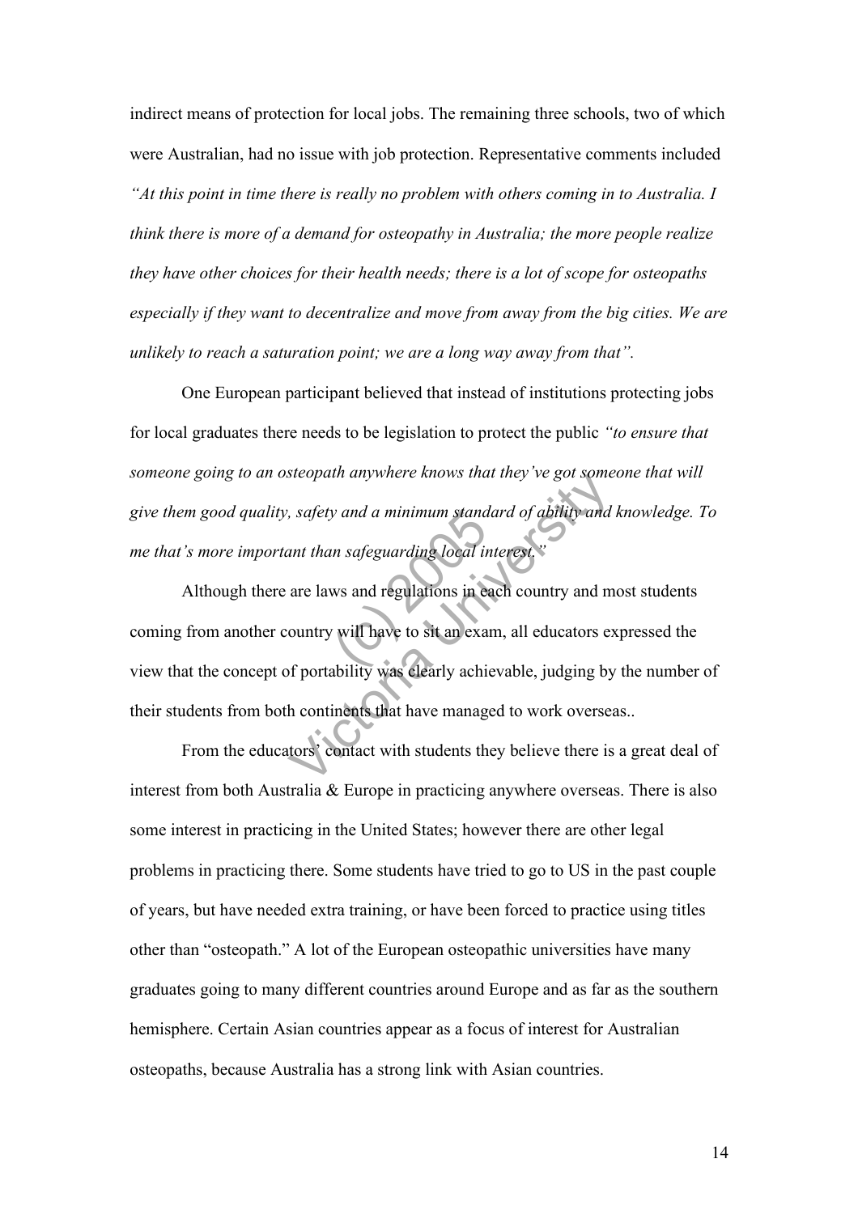indirect means of protection for local jobs. The remaining three schools, two of which were Australian, had no issue with job protection. Representative comments included *"At this point in time there is really no problem with others coming in to Australia. I think there is more of a demand for osteopathy in Australia; the more people realize they have other choices for their health needs; there is a lot of scope for osteopaths especially if they want to decentralize and move from away from the big cities. We are unlikely to reach a saturation point; we are a long way away from that".*

One European participant believed that instead of institutions protecting jobs for local graduates there needs to be legislation to protect the public *"to ensure that someone going to an osteopath anywhere knows that they've got someone that will give them good quality, safety and a minimum standard of ability and knowledge. To me that's more important than safeguarding local interest."*

Although there are laws and regulations in each country and most students coming from another country will have to sit an exam, all educators expressed the view that the concept of portability was clearly achievable, judging by the number of their students from both continents that have managed to work overseas..

From the educators' contact with students they believe there is a great deal of interest from both Australia & Europe in practicing anywhere overseas. There is also some interest in practicing in the United States; however there are other legal problems in practicing there. Some students have tried to go to US in the past couple of years, but have needed extra training, or have been forced to practice using titles other than "osteopath." A lot of the European osteopathic universities have many graduates going to many different countries around Europe and as far as the southern hemisphere. Certain Asian countries appear as a focus of interest for Australian osteopaths, because Australia has a strong link with Asian countries.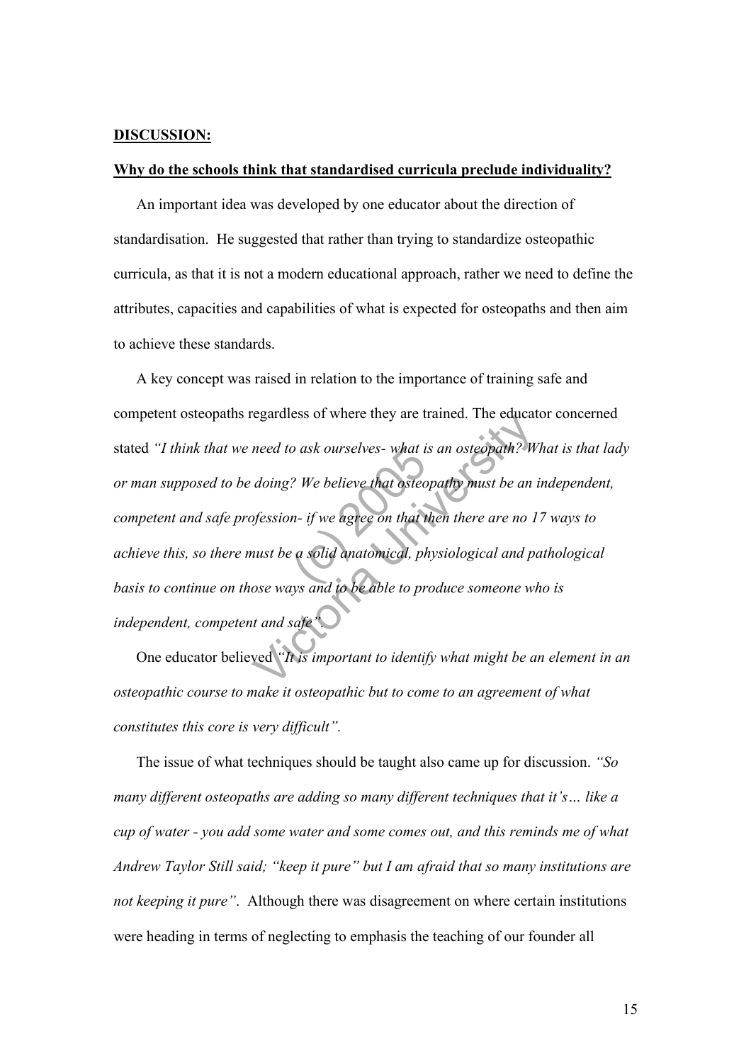**DISCUSSION:**

**Why do the schools think that standardised curricula preclude individuality?**

An important idea was developed by one educator about the direction of standardisation. He suggested that rather than trying to standardize osteopathic curricula, as that it is not a modern educational approach, rather we need to define the attributes, capacities and capabilities of what is expected for osteopaths and then aim to achieve these standards.

A key concept was raised in relation to the importance of training safe and competent osteopaths regardless of where they are trained. The educator concerned stated *"I think that we need to ask ourselves- what is an osteopath? What is that lady or man supposed to be doing? We believe that osteopathy must be an independent, competent and safe profession- if we agree on that then there are no 17 ways to achieve this, so there must be a solid anatomical, physiological and pathological basis to continue on those ways and to be able to produce someone who is independent, competent and safe"*.

One educator believed *"It is important to identify what might be an element in an osteopathic course to make it osteopathic but to come to an agreement of what constitutes this core is very difficult"*.

The issue of what techniques should be taught also came up for discussion. *"So many different osteopaths are adding so many different techniques that it's… like a cup of water - you add some water and some comes out, and this reminds me of what Andrew Taylor Still said; "keep it pure" but I am afraid that so many institutions are not keeping it pure"*. Although there was disagreement on where certain institutions were heading in terms of neglecting to emphasis the teaching of our founder all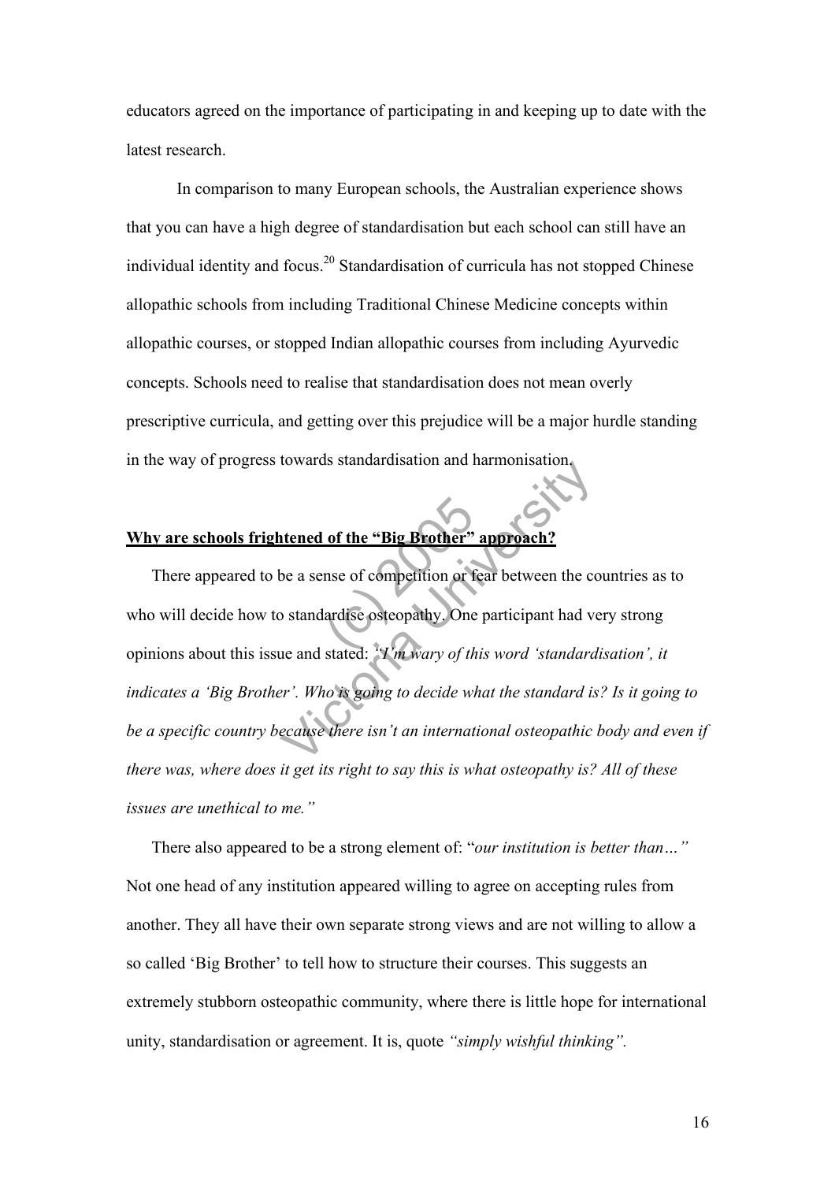educators agreed on the importance of participating in and keeping up to date with the latest research.

In comparison to many European schools, the Australian experience shows that you can have a high degree of standardisation but each school can still have an individual identity and focus.[20] Standardisation of curricula has not stopped Chinese allopathic schools from including Traditional Chinese Medicine concepts within allopathic courses, or stopped Indian allopathic courses from including Ayurvedic concepts. Schools need to realise that standardisation does not mean overly prescriptive curricula, and getting over this prejudice will be a major hurdle standing in the way of progress towards standardisation and harmonisation.

**Why are schools frightened of the "Big Brother" approach?**

There appeared to be a sense of competition or fear between the countries as to who will decide how to standardise osteopathy. One participant had very strong opinions about this issue and stated: *"I'm wary of this word 'standardisation', it indicates a 'Big Brother'. Who is going to decide what the standard is? Is it going to be a specific country because there isn't an international osteopathic body and even if there was, where does it get its right to say this is what osteopathy is? All of these issues are unethical to me."*

There also appeared to be a strong element of: "*our institution is better than…"* Not one head of any institution appeared willing to agree on accepting rules from another. They all have their own separate strong views and are not willing to allow a so called 'Big Brother' to tell how to structure their courses. This suggests an extremely stubborn osteopathic community, where there is little hope for international unity, standardisation or agreement. It is, quote *"simply wishful thinking".*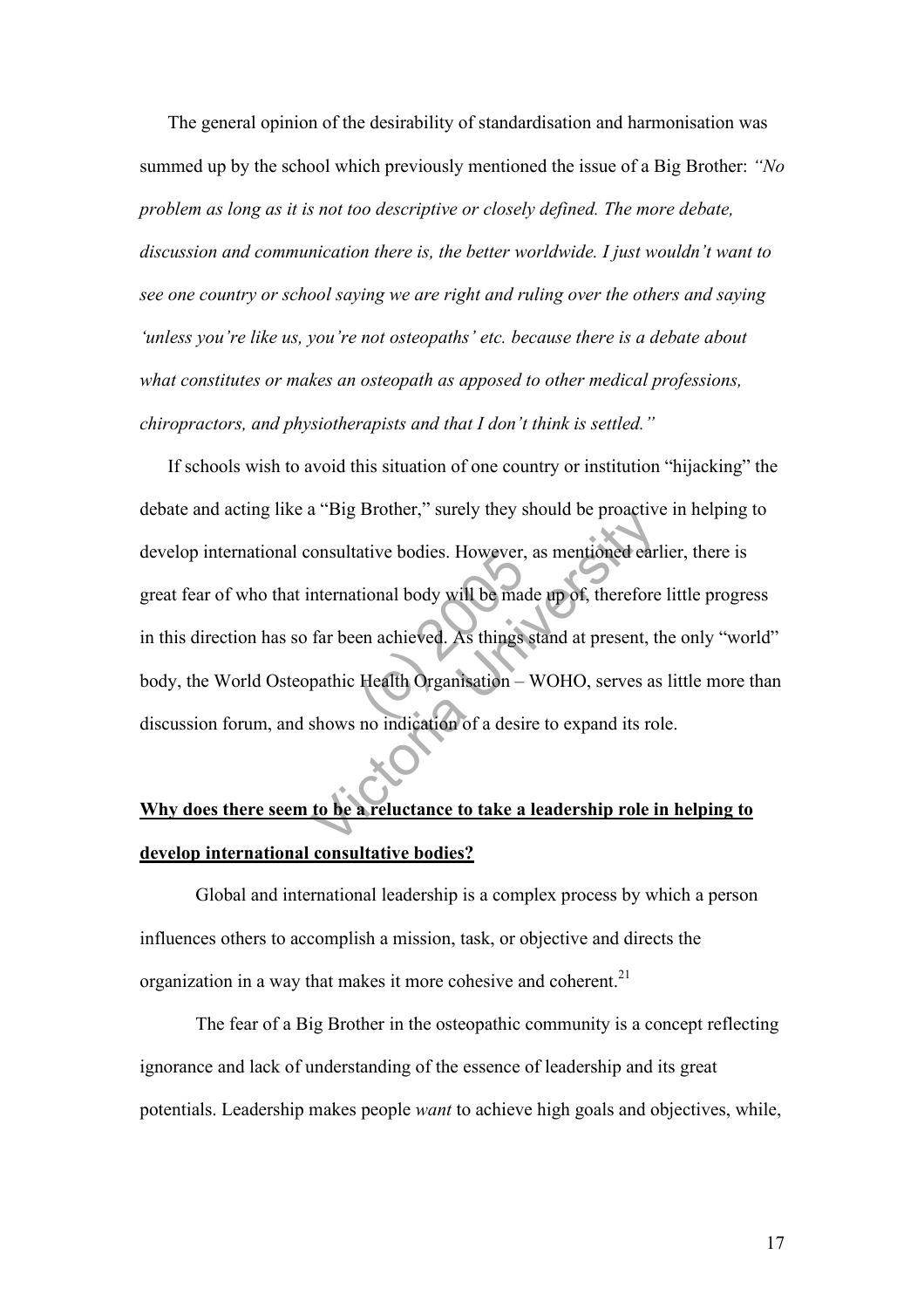The general opinion of the desirability of standardisation and harmonisation was summed up by the school which previously mentioned the issue of a Big Brother: *"No problem as long as it is not too descriptive or closely defined. The more debate, discussion and communication there is, the better worldwide. I just wouldn't want to see one country or school saying we are right and ruling over the others and saying 'unless you're like us, you're not osteopaths' etc. because there is a debate about what constitutes or makes an osteopath as apposed to other medical professions, chiropractors, and physiotherapists and that I don't think is settled."*

If schools wish to avoid this situation of one country or institution "hijacking" the debate and acting like a "Big Brother," surely they should be proactive in helping to develop international consultative bodies. However, as mentioned earlier, there is great fear of who that international body will be made up of, therefore little progress in this direction has so far been achieved. As things stand at present, the only "world" body, the World Osteopathic Health Organisation – WOHO, serves as little more than discussion forum, and shows no indication of a desire to expand its role.

**Why does there seem to be a reluctance to take a leadership role in helping to develop international consultative bodies?**

Global and international leadership is a complex process by which a person influences others to accomplish a mission, task, or objective and directs the organization in a way that makes it more cohesive and coherent.[21]

The fear of a Big Brother in the osteopathic community is a concept reflecting ignorance and lack of understanding of the essence of leadership and its great potentials. Leadership makes people *want* to achieve high goals and objectives, while,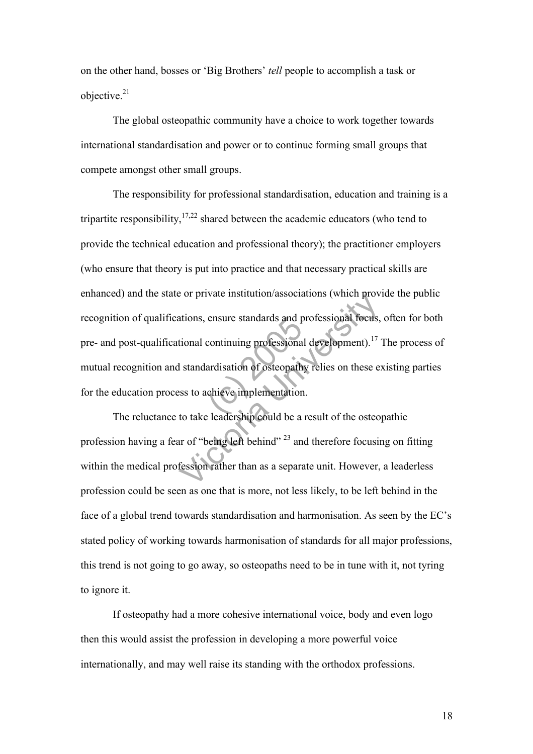on the other hand, bosses or 'Big Brothers' *tell* people to accomplish a task or objective.[21]

The global osteopathic community have a choice to work together towards international standardisation and power or to continue forming small groups that compete amongst other small groups.

The responsibility for professional standardisation, education and training is a tripartite responsibility,[17,22] shared between the academic educators (who tend to provide the technical education and professional theory); the practitioner employers (who ensure that theory is put into practice and that necessary practical skills are enhanced) and the state or private institution/associations (which provide the public recognition of qualifications, ensure standards and professional focus, often for both pre- and post-qualificational continuing professional development).[17] The process of mutual recognition and standardisation of osteopathy relies on these existing parties for the education process to achieve implementation.

The reluctance to take leadership could be a result of the osteopathic profession having a fear of "being left behind" [23] and therefore focusing on fitting within the medical profession rather than as a separate unit. However, a leaderless profession could be seen as one that is more, not less likely, to be left behind in the face of a global trend towards standardisation and harmonisation. As seen by the EC's stated policy of working towards harmonisation of standards for all major professions, this trend is not going to go away, so osteopaths need to be in tune with it, not tyring to ignore it.

If osteopathy had a more cohesive international voice, body and even logo then this would assist the profession in developing a more powerful voice internationally, and may well raise its standing with the orthodox professions.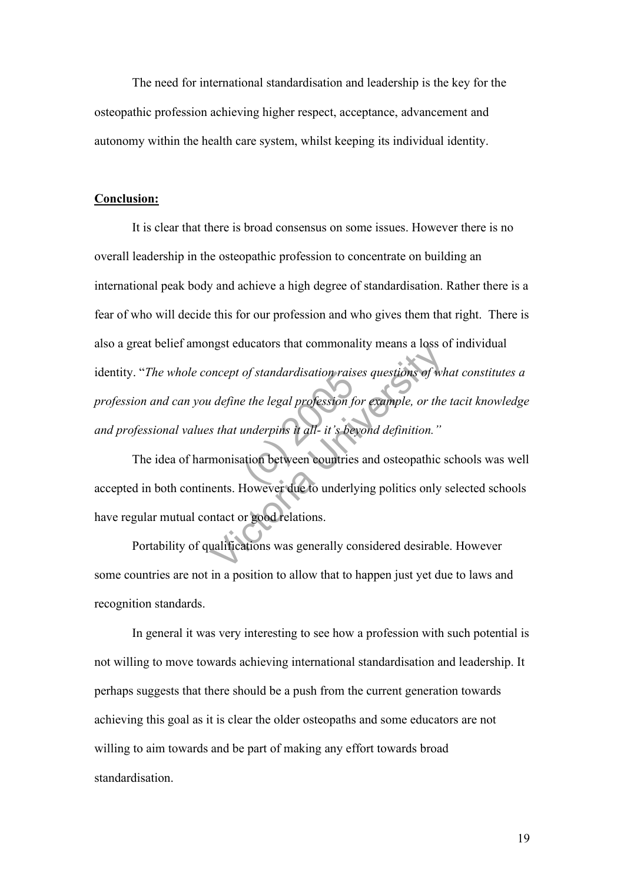The need for international standardisation and leadership is the key for the osteopathic profession achieving higher respect, acceptance, advancement and autonomy within the health care system, whilst keeping its individual identity.

**Conclusion:**

It is clear that there is broad consensus on some issues. However there is no overall leadership in the osteopathic profession to concentrate on building an international peak body and achieve a high degree of standardisation. Rather there is a fear of who will decide this for our profession and who gives them that right. There is also a great belief amongst educators that commonality means a loss of individual identity. "*The whole concept of standardisation raises questions of what constitutes a profession and can you define the legal profession for example, or the tacit knowledge and professional values that underpins it all- it's beyond definition.*"

The idea of harmonisation between countries and osteopathic schools was well accepted in both continents. However due to underlying politics only selected schools have regular mutual contact or good relations.

Portability of qualifications was generally considered desirable. However some countries are not in a position to allow that to happen just yet due to laws and recognition standards.

In general it was very interesting to see how a profession with such potential is not willing to move towards achieving international standardisation and leadership. It perhaps suggests that there should be a push from the current generation towards achieving this goal as it is clear the older osteopaths and some educators are not willing to aim towards and be part of making any effort towards broad standardisation.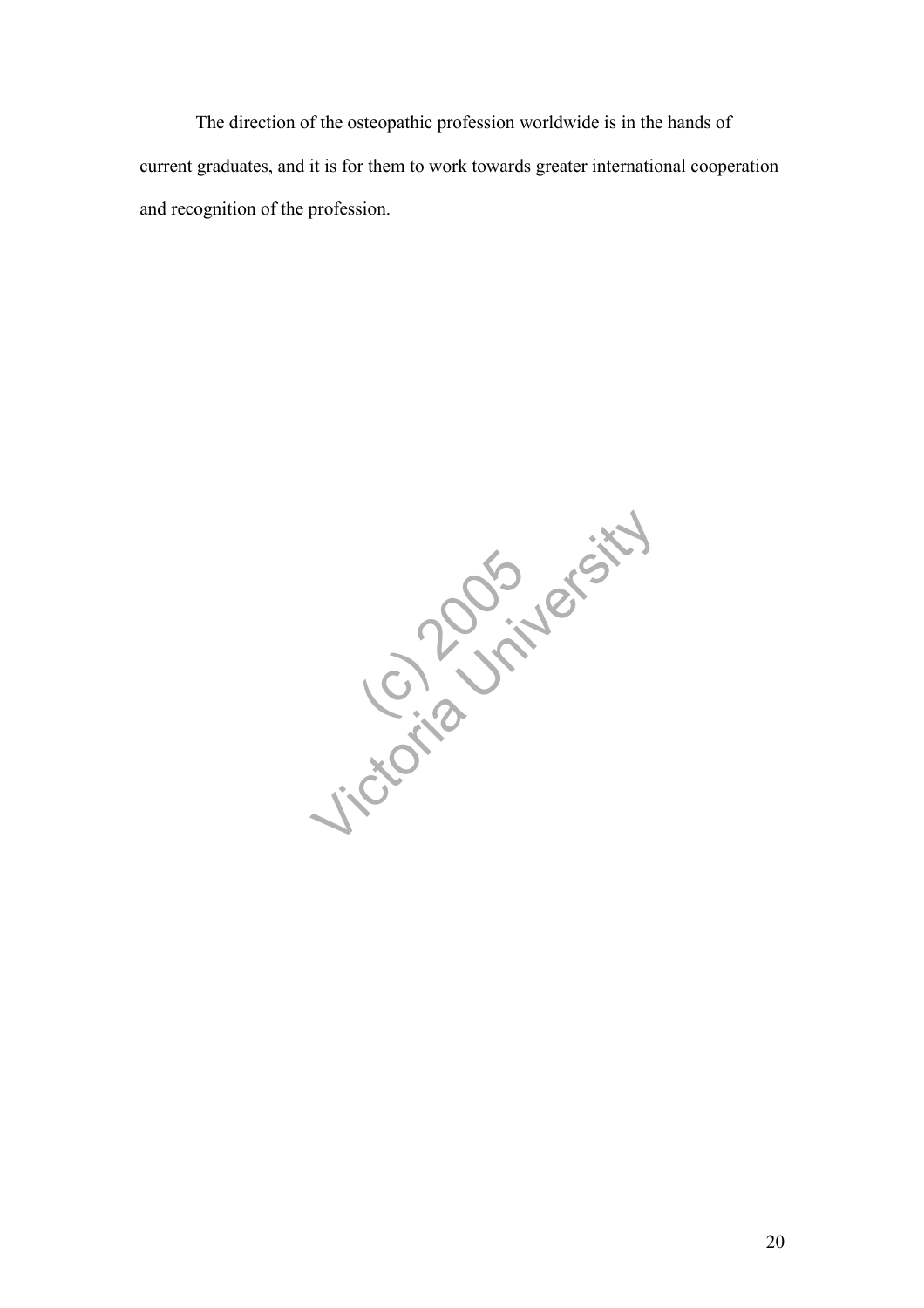The direction of the osteopathic profession worldwide is in the hands of current graduates, and it is for them to work towards greater international cooperation and recognition of the profession.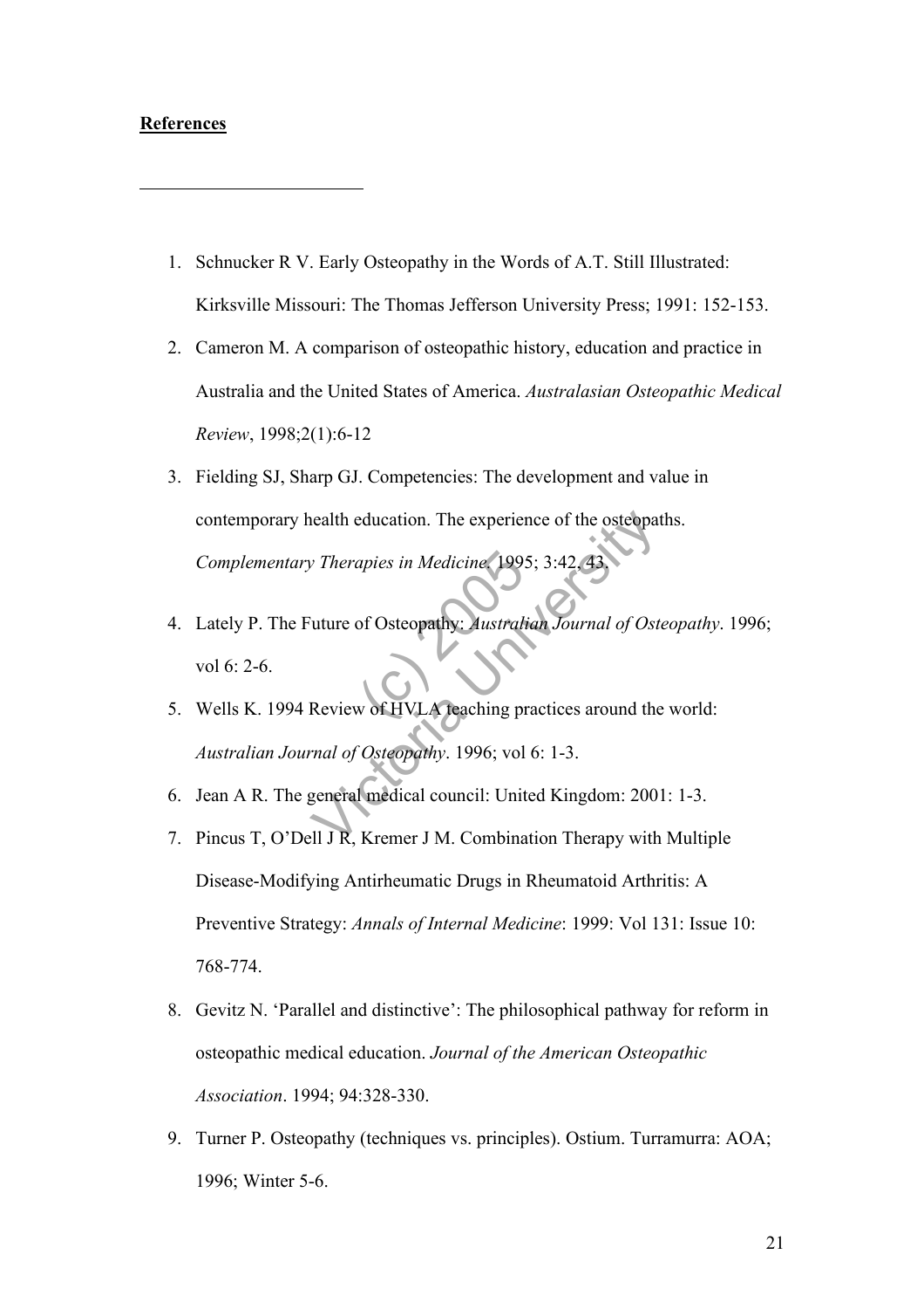**References**

---

1. Schnucker R V. Early Osteopathy in the Words of A.T. Still Illustrated: Kirksville Missouri: The Thomas Jefferson University Press; 1991: 152-153.
2. Cameron M. A comparison of osteopathic history, education and practice in Australia and the United States of America. *Australasian Osteopathic Medical Review*, 1998;2(1):6-12
3. Fielding SJ, Sharp GJ. Competencies: The development and value in contemporary health education. The experience of the osteopaths. *Complementary Therapies in Medicine*. 1995; 3:42, 43.
4. Lately P. The Future of Osteopathy: *Australian Journal of Osteopathy*. 1996; vol 6: 2-6.
5. Wells K. 1994 Review of HVLA teaching practices around the world: *Australian Journal of Osteopathy*. 1996; vol 6: 1-3.
6. Jean A R. The general medical council: United Kingdom: 2001: 1-3.
7. Pincus T, O'Dell J R, Kremer J M. Combination Therapy with Multiple Disease-Modifying Antirheumatic Drugs in Rheumatoid Arthritis: A Preventive Strategy: *Annals of Internal Medicine*: 1999: Vol 131: Issue 10: 768-774.
8. Gevitz N. 'Parallel and distinctive': The philosophical pathway for reform in osteopathic medical education. *Journal of the American Osteopathic Association*. 1994; 94:328-330.
9. Turner P. Osteopathy (techniques vs. principles). Ostium. Turramurra: AOA; 1996; Winter 5-6.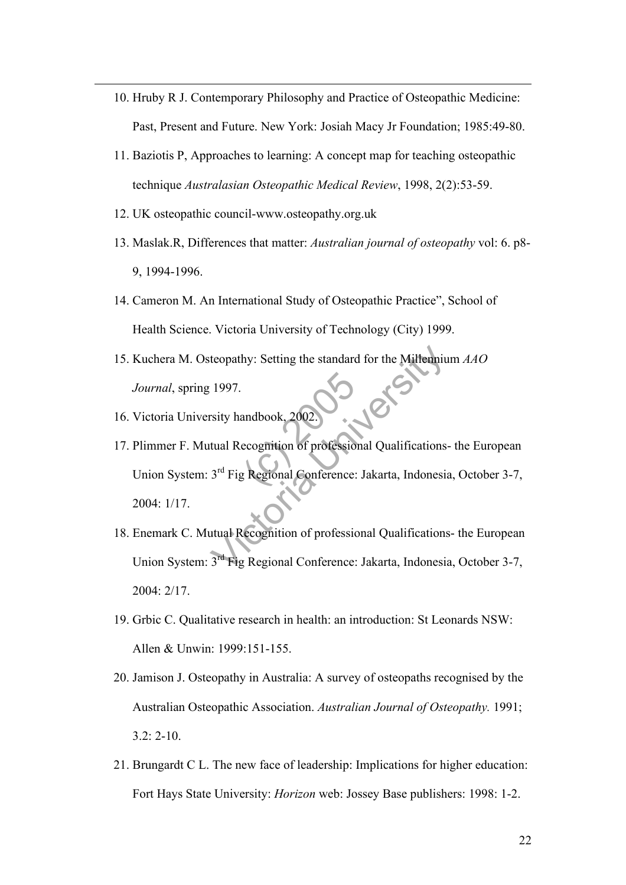10. Hruby R J. Contemporary Philosophy and Practice of Osteopathic Medicine: Past, Present and Future. New York: Josiah Macy Jr Foundation; 1985:49-80.
11. Baziotis P, Approaches to learning: A concept map for teaching osteopathic technique *Australasian Osteopathic Medical Review*, 1998, 2(2):53-59.
12. UK osteopathic council-www.osteopathy.org.uk
13. Maslak.R, Differences that matter: *Australian journal of osteopathy* vol: 6. p8-9, 1994-1996.
14. Cameron M. An International Study of Osteopathic Practice", School of Health Science. Victoria University of Technology (City) 1999.
15. Kuchera M. Osteopathy: Setting the standard for the Millennium *AAO Journal*, spring 1997.
16. Victoria University handbook, 2002.
17. Plimmer F. Mutual Recognition of professional Qualifications- the European Union System: 3rd Fig Regional Conference: Jakarta, Indonesia, October 3-7, 2004: 1/17.
18. Enemark C. Mutual Recognition of professional Qualifications- the European Union System: 3rd Fig Regional Conference: Jakarta, Indonesia, October 3-7, 2004: 2/17.
19. Grbic C. Qualitative research in health: an introduction: St Leonards NSW: Allen & Unwin: 1999:151-155.
20. Jamison J. Osteopathy in Australia: A survey of osteopaths recognised by the Australian Osteopathic Association. *Australian Journal of Osteopathy.* 1991; 3.2: 2-10.
21. Brungardt C L. The new face of leadership: Implications for higher education: Fort Hays State University: *Horizon* web: Jossey Base publishers: 1998: 1-2.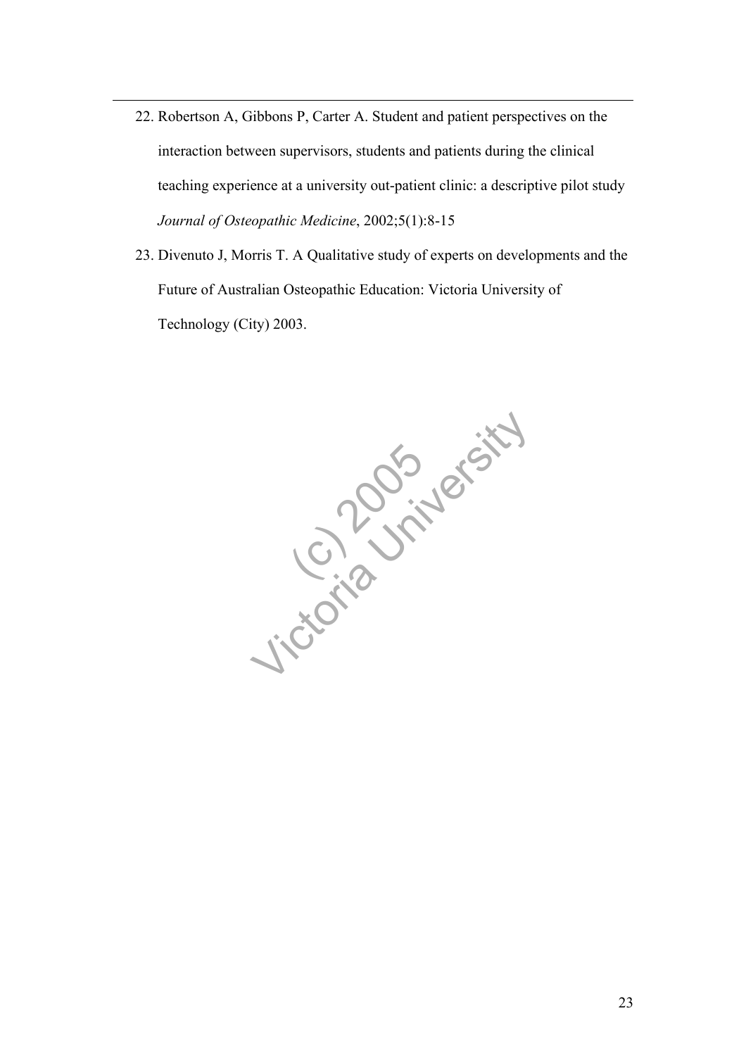22. Robertson A, Gibbons P, Carter A. Student and patient perspectives on the interaction between supervisors, students and patients during the clinical teaching experience at a university out-patient clinic: a descriptive pilot study *Journal of Osteopathic Medicine*, 2002;5(1):8-15

23. Divenuto J, Morris T. A Qualitative study of experts on developments and the Future of Australian Osteopathic Education: Victoria University of Technology (City) 2003.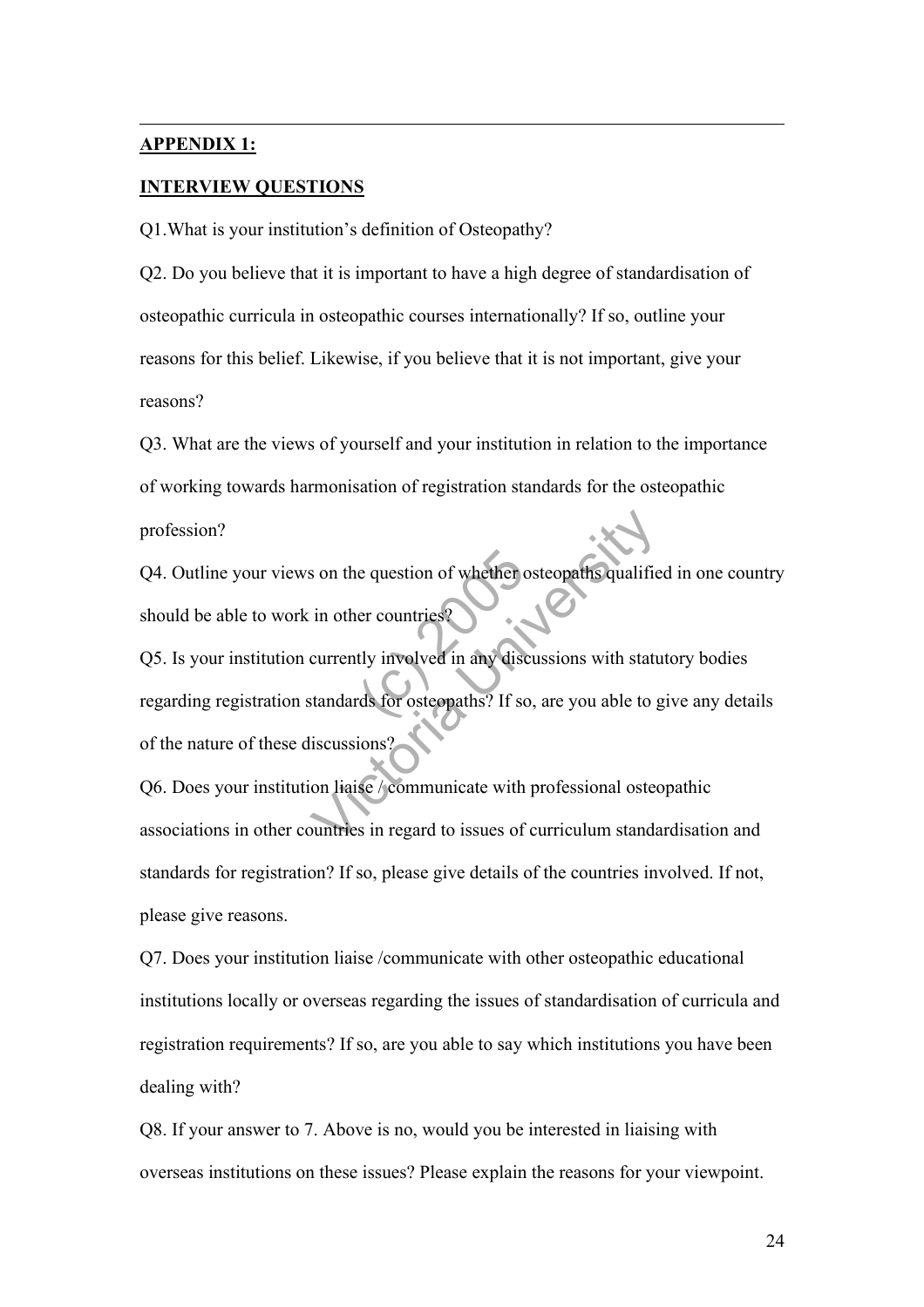## APPENDIX 1:

## INTERVIEW QUESTIONS

Q1.What is your institution's definition of Osteopathy?

Q2. Do you believe that it is important to have a high degree of standardisation of osteopathic curricula in osteopathic courses internationally? If so, outline your reasons for this belief. Likewise, if you believe that it is not important, give your reasons?

Q3. What are the views of yourself and your institution in relation to the importance of working towards harmonisation of registration standards for the osteopathic profession?

Q4. Outline your views on the question of whether osteopaths qualified in one country should be able to work in other countries?

Q5. Is your institution currently involved in any discussions with statutory bodies regarding registration standards for osteopaths? If so, are you able to give any details of the nature of these discussions?

Q6. Does your institution liaise / communicate with professional osteopathic associations in other countries in regard to issues of curriculum standardisation and standards for registration? If so, please give details of the countries involved. If not, please give reasons.

Q7. Does your institution liaise /communicate with other osteopathic educational institutions locally or overseas regarding the issues of standardisation of curricula and registration requirements? If so, are you able to say which institutions you have been dealing with?

Q8. If your answer to 7. Above is no, would you be interested in liaising with overseas institutions on these issues? Please explain the reasons for your viewpoint.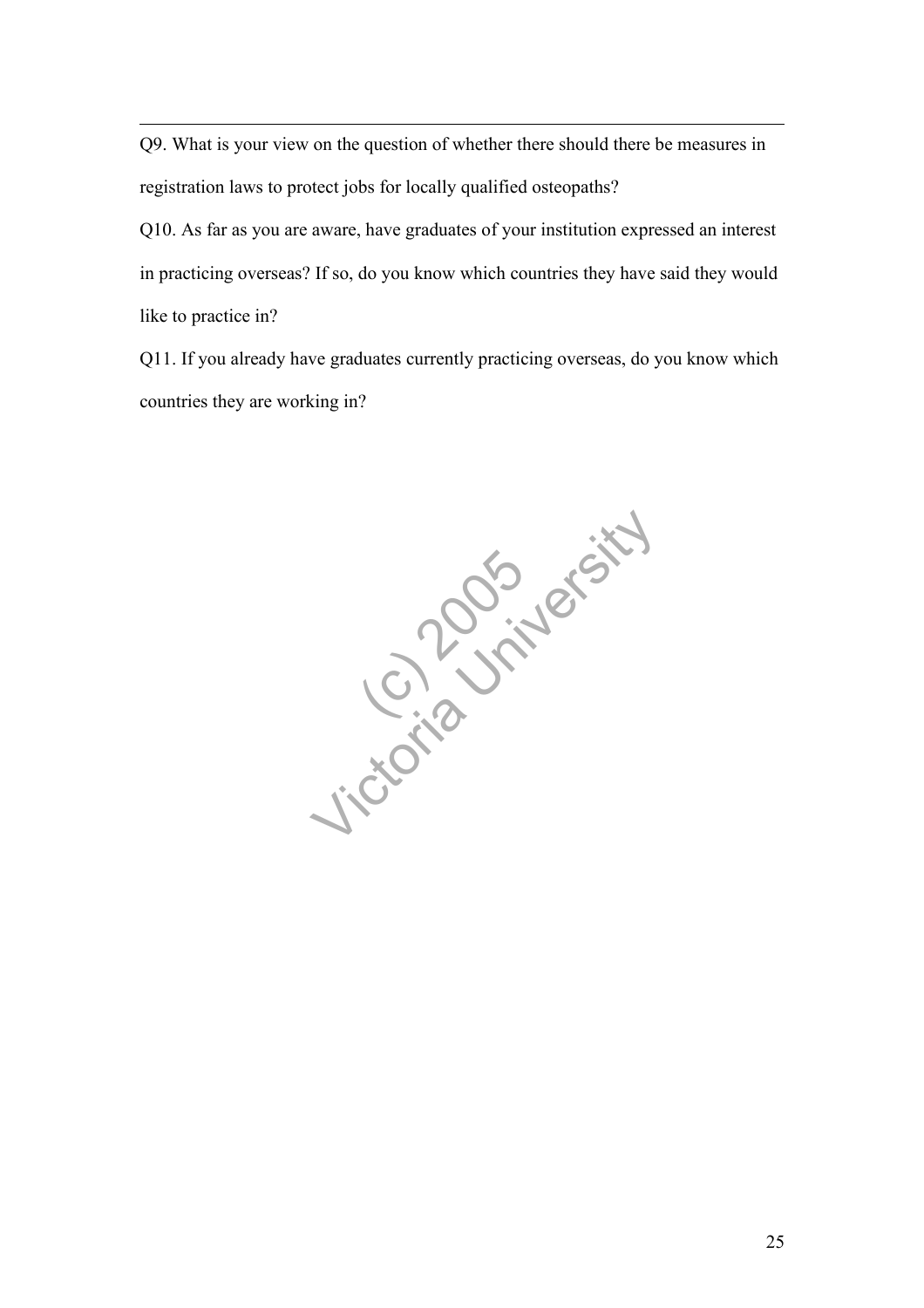Q9. What is your view on the question of whether there should there be measures in registration laws to protect jobs for locally qualified osteopaths?

Q10. As far as you are aware, have graduates of your institution expressed an interest in practicing overseas? If so, do you know which countries they have said they would like to practice in?

Q11. If you already have graduates currently practicing overseas, do you know which countries they are working in?